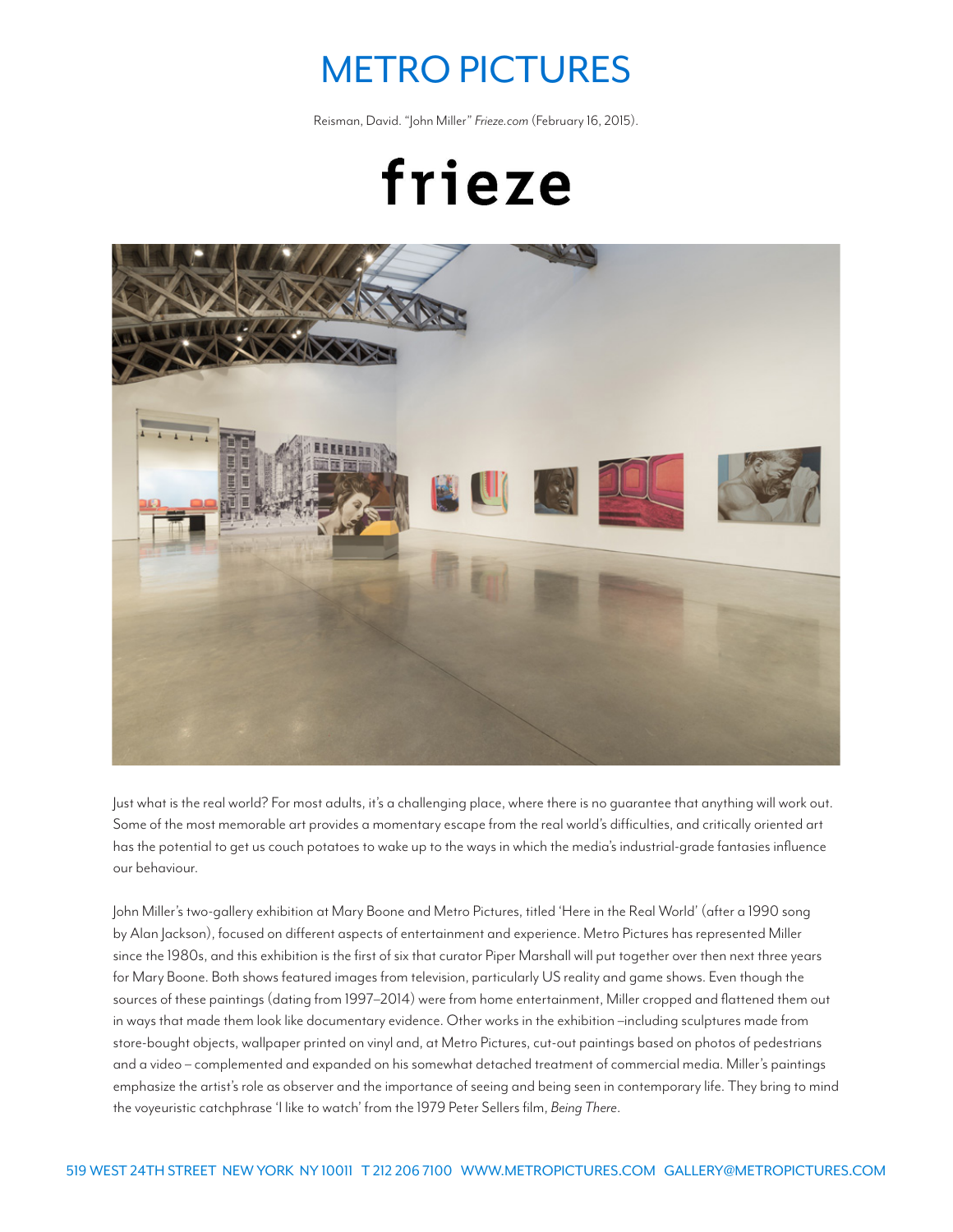# METRO PICTURES

Reisman, David. "John Miller" *Frieze.com* (February 16, 2015).

# frieze

Just what is the real world? For most adults, it's a challenging place, where there is no guarantee that anything will work out. Some of the most memorable art provides a momentary escape from the real world's difficulties, and critically oriented art has the potential to get us couch potatoes to wake up to the ways in which the media's industrial-grade fantasies influence our behaviour.

John Miller's two-gallery exhibition at Mary Boone and Metro Pictures, titled 'Here in the Real World' (after a 1990 song by Alan Jackson), focused on different aspects of entertainment and experience. Metro Pictures has represented Miller since the 1980s, and this exhibition is the first of six that curator Piper Marshall will put together over then next three years for Mary Boone. Both shows featured images from television, particularly US reality and game shows. Even though the sources of these paintings (dating from 1997–2014) were from home entertainment, Miller cropped and flattened them out in ways that made them look like documentary evidence. Other works in the exhibition –including sculptures made from store-bought objects, wallpaper printed on vinyl and, at Metro Pictures, cut-out paintings based on photos of pedestrians and a video – complemented and expanded on his somewhat detached treatment of commercial media. Miller's paintings emphasize the artist's role as observer and the importance of seeing and being seen in contemporary life. They bring to mind the voyeuristic catchphrase 'I like to watch' from the 1979 Peter Sellers film, *Being There*.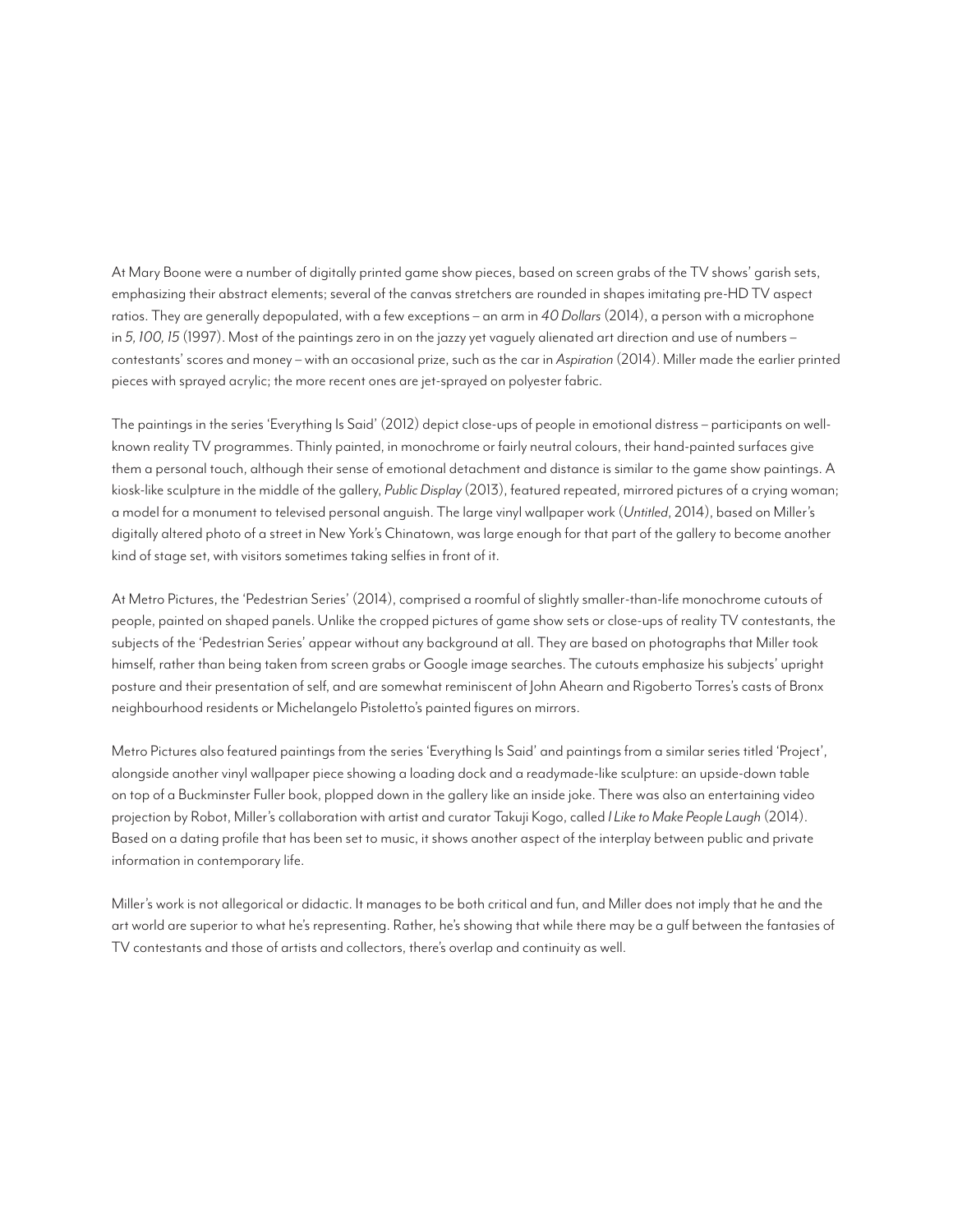At Mary Boone were a number of digitally printed game show pieces, based on screen grabs of the TV shows' garish sets, emphasizing their abstract elements; several of the canvas stretchers are rounded in shapes imitating pre-HD TV aspect ratios. They are generally depopulated, with a few exceptions – an arm in *40 Dollars* (2014), a person with a microphone in *5, 100, 15* (1997). Most of the paintings zero in on the jazzy yet vaguely alienated art direction and use of numbers – contestants' scores and money – with an occasional prize, such as the car in *Aspiration* (2014). Miller made the earlier printed pieces with sprayed acrylic; the more recent ones are jet-sprayed on polyester fabric.

The paintings in the series 'Everything Is Said' (2012) depict close-ups of people in emotional distress – participants on well-known reality TV programmes. Thinly painted, in monochrome or fairly neutral colours, their hand-painted surfaces give them a personal touch, although their sense of emotional detachment and distance is similar to the game show paintings. A kiosk-like sculpture in the middle of the gallery, *Public Display* (2013), featured repeated, mirrored pictures of a crying woman; a model for a monument to televised personal anguish. The large vinyl wallpaper work (*Untitled*, 2014), based on Miller's digitally altered photo of a street in New York's Chinatown, was large enough for that part of the gallery to become another kind of stage set, with visitors sometimes taking selfies in front of it.

At Metro Pictures, the 'Pedestrian Series' (2014), comprised a roomful of slightly smaller-than-life monochrome cutouts of people, painted on shaped panels. Unlike the cropped pictures of game show sets or close-ups of reality TV contestants, the subjects of the 'Pedestrian Series' appear without any background at all. They are based on photographs that Miller took himself, rather than being taken from screen grabs or Google image searches. The cutouts emphasize his subjects' upright posture and their presentation of self, and are somewhat reminiscent of John Ahearn and Rigoberto Torres's casts of Bronx neighbourhood residents or Michelangelo Pistoletto's painted figures on mirrors.

Metro Pictures also featured paintings from the series 'Everything Is Said' and paintings from a similar series titled 'Project', alongside another vinyl wallpaper piece showing a loading dock and a readymade-like sculpture: an upside-down table on top of a Buckminster Fuller book, plopped down in the gallery like an inside joke. There was also an entertaining video projection by Robot, Miller's collaboration with artist and curator Takuji Kogo, called *I Like to Make People Laugh* (2014). Based on a dating profile that has been set to music, it shows another aspect of the interplay between public and private information in contemporary life.

Miller's work is not allegorical or didactic. It manages to be both critical and fun, and Miller does not imply that he and the art world are superior to what he's representing. Rather, he's showing that while there may be a gulf between the fantasies of TV contestants and those of artists and collectors, there's overlap and continuity as well.